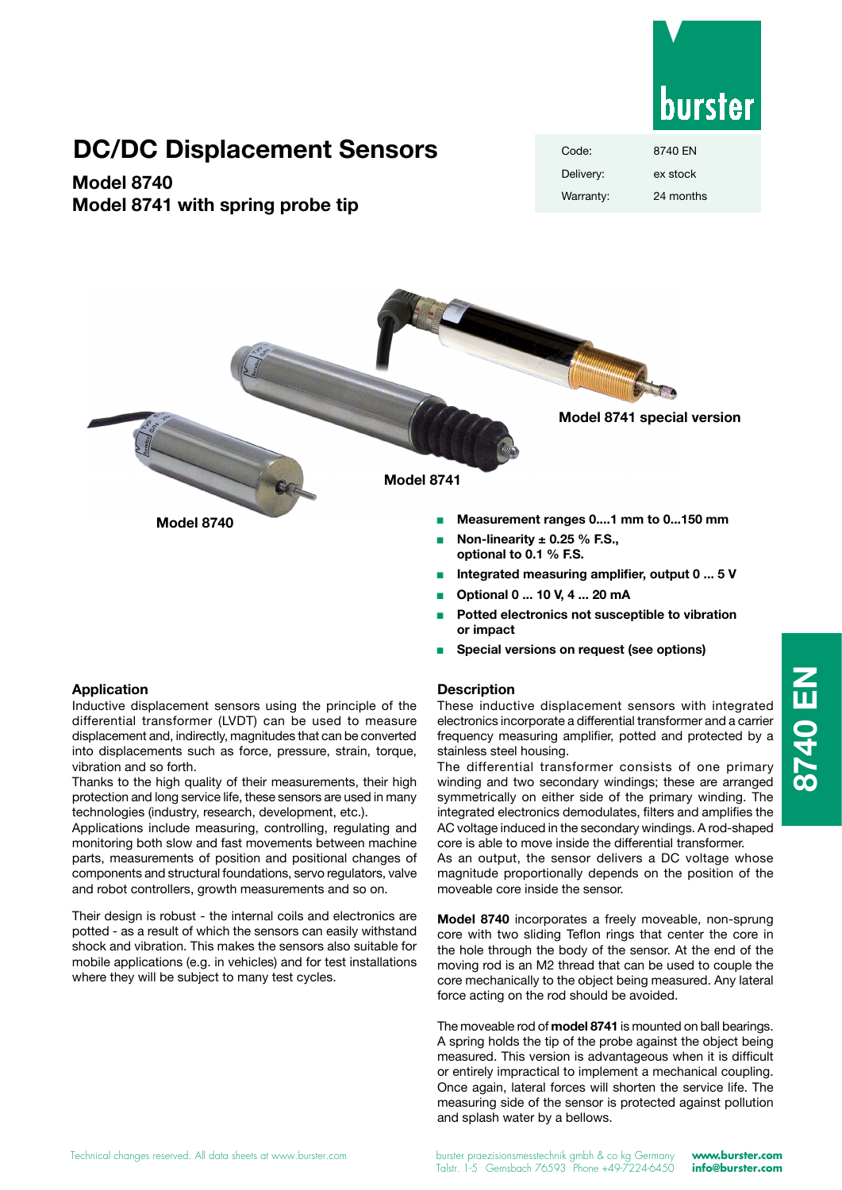# DC/DC Displacement Sensors

## Model 8740
## Model 8741 with spring probe tip

| Code: | 8740 EN |
| --- | --- |
| Delivery: | ex stock |
| Warranty: | 24 months |

Model 8741 special version

Model 8741

Model 8740

- **Measurement ranges 0....1 mm to 0...150 mm**
- **Non-linearity ± 0.25 % F.S., optional to 0.1 % F.S.**
- **Integrated measuring amplifier, output 0 ... 5 V**
- **Optional 0 ... 10 V, 4 ... 20 mA**
- **Potted electronics not susceptible to vibration or impact**
- **Special versions on request (see options)**

### Application

Inductive displacement sensors using the principle of the differential transformer (LVDT) can be used to measure displacement and, indirectly, magnitudes that can be converted into displacements such as force, pressure, strain, torque, vibration and so forth.

Thanks to the high quality of their measurements, their high protection and long service life, these sensors are used in many technologies (industry, research, development, etc.).

Applications include measuring, controlling, regulating and monitoring both slow and fast movements between machine parts, measurements of position and positional changes of components and structural foundations, servo regulators, valve and robot controllers, growth measurements and so on.

Their design is robust - the internal coils and electronics are potted - as a result of which the sensors can easily withstand shock and vibration. This makes the sensors also suitable for mobile applications (e.g. in vehicles) and for test installations where they will be subject to many test cycles.

### Description

These inductive displacement sensors with integrated electronics incorporate a differential transformer and a carrier frequency measuring amplifier, potted and protected by a stainless steel housing.

The differential transformer consists of one primary winding and two secondary windings; these are arranged symmetrically on either side of the primary winding. The integrated electronics demodulates, filters and amplifies the AC voltage induced in the secondary windings. A rod-shaped core is able to move inside the differential transformer.

As an output, the sensor delivers a DC voltage whose magnitude proportionally depends on the position of the moveable core inside the sensor.

**Model 8740** incorporates a freely moveable, non-sprung core with two sliding Teflon rings that center the core in the hole through the body of the sensor. At the end of the moving rod is an M2 thread that can be used to couple the core mechanically to the object being measured. Any lateral force acting on the rod should be avoided.

The moveable rod of **model 8741** is mounted on ball bearings. A spring holds the tip of the probe against the object being measured. This version is advantageous when it is difficult or entirely impractical to implement a mechanical coupling. Once again, lateral forces will shorten the service life. The measuring side of the sensor is protected against pollution and splash water by a bellows.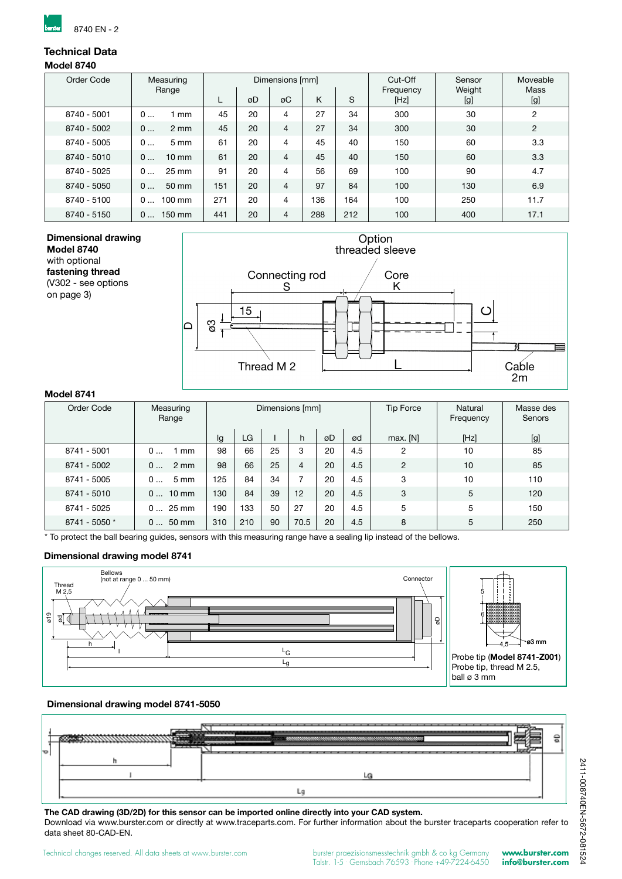## Technical Data

### Model 8740

| Order Code | Measuring Range | Dimensions [mm] | | | | | Cut-Off Frequency [Hz] | Sensor Weight [g] | Moveable Mass [g] |
|---|---|---|---|---|---|---|---|---|---|
| | | L | øD | øC | K | S | | | |
| 8740 - 5001 | 0 ... 1 mm | 45 | 20 | 4 | 27 | 34 | 300 | 30 | 2 |
| 8740 - 5002 | 0 ... 2 mm | 45 | 20 | 4 | 27 | 34 | 300 | 30 | 2 |
| 8740 - 5005 | 0 ... 5 mm | 61 | 20 | 4 | 45 | 40 | 150 | 60 | 3.3 |
| 8740 - 5010 | 0 ... 10 mm | 61 | 20 | 4 | 45 | 40 | 150 | 60 | 3.3 |
| 8740 - 5025 | 0 ... 25 mm | 91 | 20 | 4 | 56 | 69 | 100 | 90 | 4.7 |
| 8740 - 5050 | 0 ... 50 mm | 151 | 20 | 4 | 97 | 84 | 100 | 130 | 6.9 |
| 8740 - 5100 | 0 ... 100 mm | 271 | 20 | 4 | 136 | 164 | 100 | 250 | 11.7 |
| 8740 - 5150 | 0 ... 150 mm | 441 | 20 | 4 | 288 | 212 | 100 | 400 | 17.1 |

**Dimensional drawing**
**Model 8740**
with optional
**fastening thread**
(V302 - see options on page 3)

Option threaded sleeve
Connecting rod S
Core K
15
D
ø3
C
Thread M 2
L
Cable 2m

### Model 8741

| Order Code | Measuring Range | Dimensions [mm] | | | | | | Tip Force | Natural Frequency | Masse des Senors |
|---|---|---|---|---|---|---|---|---|---|---|
| | | lg | LG | l | h | øD | ød | max. [N] | [Hz] | [g] |
| 8741 - 5001 | 0 ... 1 mm | 98 | 66 | 25 | 3 | 20 | 4.5 | 2 | 10 | 85 |
| 8741 - 5002 | 0 ... 2 mm | 98 | 66 | 25 | 4 | 20 | 4.5 | 2 | 10 | 85 |
| 8741 - 5005 | 0 ... 5 mm | 125 | 84 | 34 | 7 | 20 | 4.5 | 3 | 10 | 110 |
| 8741 - 5010 | 0 ... 10 mm | 130 | 84 | 39 | 12 | 20 | 4.5 | 3 | 5 | 120 |
| 8741 - 5025 | 0 ... 25 mm | 190 | 133 | 50 | 27 | 20 | 4.5 | 5 | 5 | 150 |
| 8741 - 5050 * | 0 ... 50 mm | 310 | 210 | 90 | 70.5 | 20 | 4.5 | 8 | 5 | 250 |

\* To protect the ball bearing guides, sensors with this measuring range have a sealing lip instead of the bellows.

**Dimensional drawing model 8741**

Bellows (not at range 0 ... 50 mm)
Thread M 2,5
Connector
ø19
ød
øD
h
l
$L_G$
$L_g$

Probe tip (**Model 8741-Z001**)
Probe tip, thread M 2.5,
ball ø 3 mm

**Dimensional drawing model 8741-5050**

**The CAD drawing (3D/2D) for this sensor can be imported online directly into your CAD system.**
Download via www.burster.com or directly at www.traceparts.com. For further information about the burster traceparts cooperation refer to data sheet 80-CAD-EN.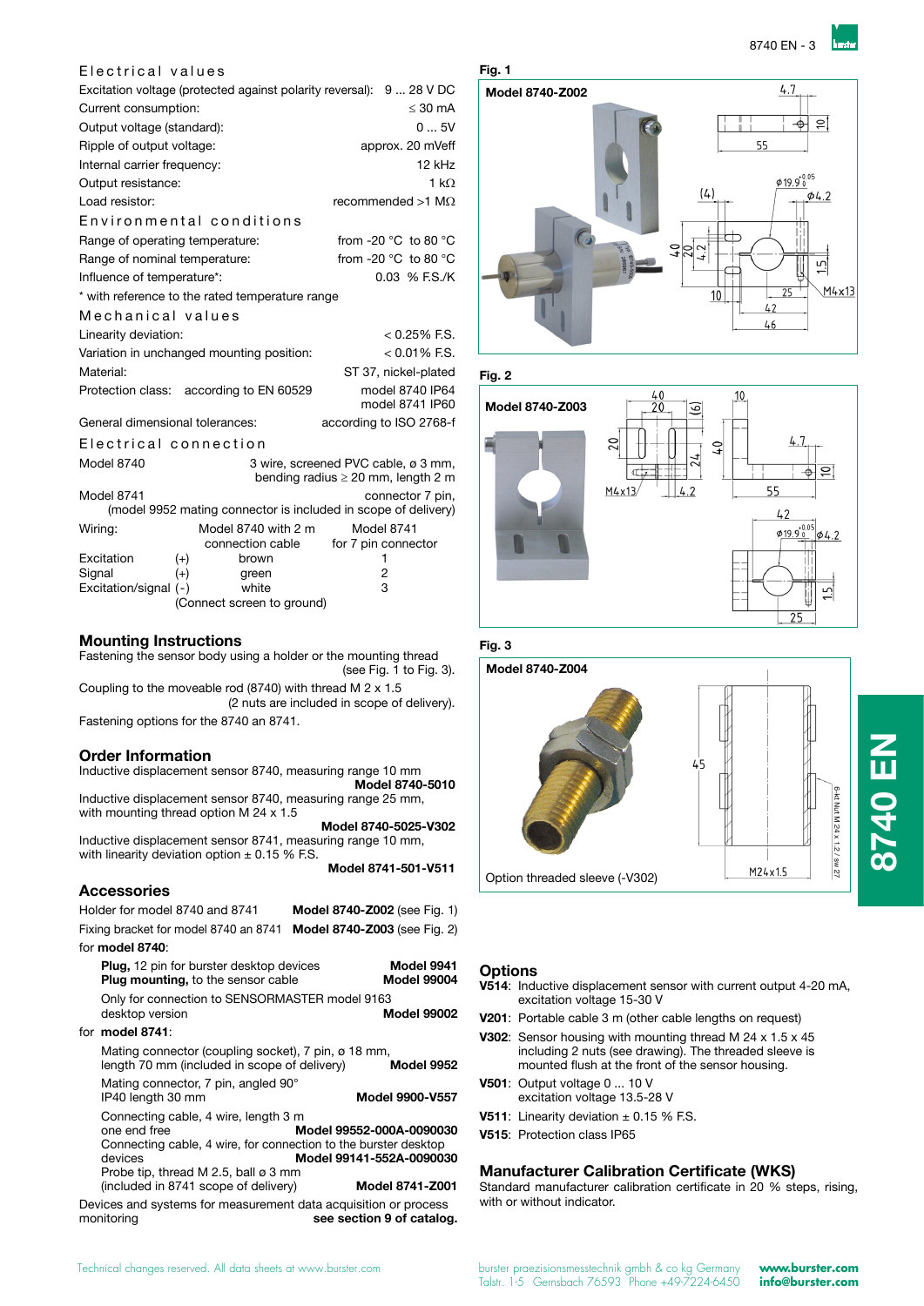## Electrical values

| | |
|---|---|
| Excitation voltage (protected against polarity reversal): | 9 ... 28 V DC |
| Current consumption: | ≤ 30 mA |
| Output voltage (standard): | 0 ... 5V |
| Ripple of output voltage: | approx. 20 mVeff |
| Internal carrier frequency: | 12 kHz |
| Output resistance: | 1 kΩ |
| Load resistor: | recommended >1 MΩ |

## Environmental conditions

| | |
|---|---|
| Range of operating temperature: | from -20 °C to 80 °C |
| Range of nominal temperature: | from -20 °C to 80 °C |
| Influence of temperature*: | 0.03 % F.S./K |

\* with reference to the rated temperature range

## Mechanical values

| | |
|---|---|
| Linearity deviation: | < 0.25% F.S. |
| Variation in unchanged mounting position: | < 0.01% F.S. |
| Material: | ST 37, nickel-plated |
| Protection class: according to EN 60529 | model 8740 IP64<br>model 8741 IP60 |
| General dimensional tolerances: | according to ISO 2768-f |

## Electrical connection

| | |
|---|---|
| Model 8740 | 3 wire, screened PVC cable, ø 3 mm, bending radius ≥ 20 mm, length 2 m |
| Model 8741 | connector 7 pin, (model 9952 mating connector is included in scope of delivery) |

| Wiring: | | Model 8740 with 2 m connection cable | Model 8741 for 7 pin connector |
|---|---|---|---|
| Excitation | (+) | brown | 1 |
| Signal | (+) | green | 2 |
| Excitation/signal | (-) | white | 3 |

(Connect screen to ground)

## Mounting Instructions

Fastening the sensor body using a holder or the mounting thread (see Fig. 1 to Fig. 3).

Coupling to the moveable rod (8740) with thread M 2 x 1.5 (2 nuts are included in scope of delivery).

Fastening options for the 8740 an 8741.

## Order Information

Inductive displacement sensor 8740, measuring range 10 mm **Model 8740-5010**

Inductive displacement sensor 8740, measuring range 25 mm, with mounting thread option M 24 x 1.5 **Model 8740-5025-V302**

Inductive displacement sensor 8741, measuring range 10 mm, with linearity deviation option ± 0.15 % F.S. **Model 8741-501-V511**

## Accessories

Holder for model 8740 and 8741 **Model 8740-Z002** (see Fig. 1)

Fixing bracket for model 8740 an 8741 **Model 8740-Z003** (see Fig. 2)

for **model 8740**:

- **Plug,** 12 pin for burster desktop devices **Model 9941**
- **Plug mounting,** to the sensor cable **Model 99004**
- Only for connection to SENSORMASTER model 9163 desktop version **Model 99002**

for **model 8741**:

- Mating connector (coupling socket), 7 pin, ø 18 mm, length 70 mm (included in scope of delivery) **Model 9952**
- Mating connector, 7 pin, angled 90° IP40 length 30 mm **Model 9900-V557**
- Connecting cable, 4 wire, length 3 m one end free **Model 99552-000A-0090030**
- Connecting cable, 4 wire, for connection to the burster desktop devices **Model 99141-552A-0090030**
- Probe tip, thread M 2.5, ball ø 3 mm (included in 8741 scope of delivery) **Model 8741-Z001**

Devices and systems for measurement data acquisition or process monitoring **see section 9 of catalog.**

**Fig. 1**

**Model 8740-Z002**

**Fig. 2**

**Model 8740-Z003**

**Fig. 3**

**Model 8740-Z004**

Option threaded sleeve (-V302)

## Options

- **V514**: Inductive displacement sensor with current output 4-20 mA, excitation voltage 15-30 V
- **V201**: Portable cable 3 m (other cable lengths on request)
- **V302**: Sensor housing with mounting thread M 24 x 1.5 x 45 including 2 nuts (see drawing). The threaded sleeve is mounted flush at the front of the sensor housing.
- **V501**: Output voltage 0 ... 10 V excitation voltage 13.5-28 V
- **V511**: Linearity deviation ± 0.15 % F.S.
- **V515**: Protection class IP65

## Manufacturer Calibration Certificate (WKS)

Standard manufacturer calibration certificate in 20 % steps, rising, with or without indicator.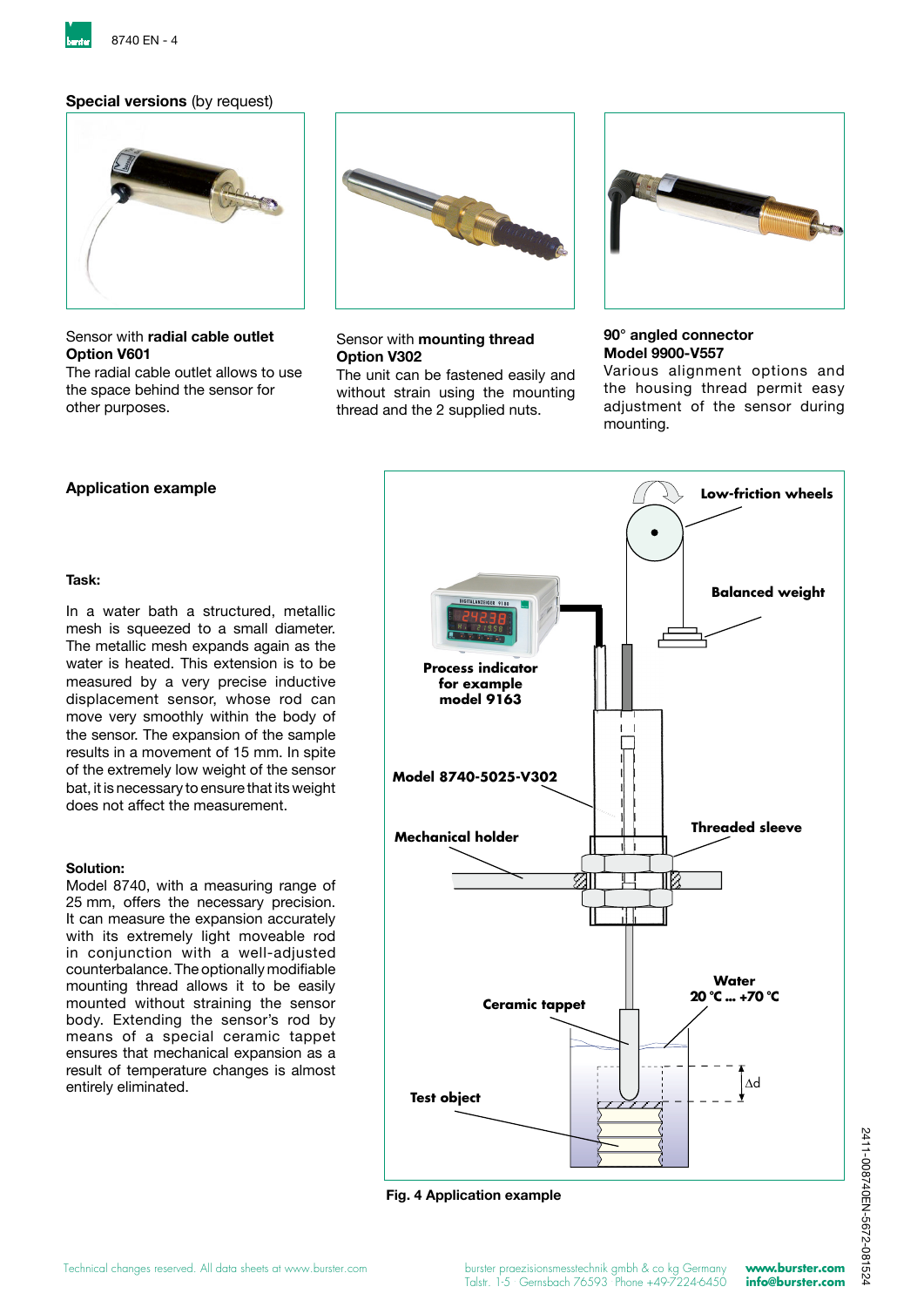## Special versions (by request)

Sensor with **radial cable outlet**
**Option V601**
The radial cable outlet allows to use the space behind the sensor for other purposes.

Sensor with **mounting thread**
**Option V302**
The unit can be fastened easily and without strain using the mounting thread and the 2 supplied nuts.

**90° angled connector**
**Model 9900-V557**
Various alignment options and the housing thread permit easy adjustment of the sensor during mounting.

## Application example

**Task:**

In a water bath a structured, metallic mesh is squeezed to a small diameter. The metallic mesh expands again as the water is heated. This extension is to be measured by a very precise inductive displacement sensor, whose rod can move very smoothly within the body of the sensor. The expansion of the sample results in a movement of 15 mm. In spite of the extremely low weight of the sensor bat, it is necessary to ensure that its weight does not affect the measurement.

**Solution:**
Model 8740, with a measuring range of 25 mm, offers the necessary precision. It can measure the expansion accurately with its extremely light moveable rod in conjunction with a well-adjusted counterbalance. The optionally modifiable mounting thread allows it to be easily mounted without straining the sensor body. Extending the sensor's rod by means of a special ceramic tappet ensures that mechanical expansion as a result of temperature changes is almost entirely eliminated.

Low-friction wheels
Balanced weight
Process indicator for example model 9163
Model 8740-5025-V302
Mechanical holder
Threaded sleeve
Water 20 °C ... +70 °C
Ceramic tappet
Δd
Test object

**Fig. 4 Application example**

Technical changes reserved. All data sheets at www.burster.com

burster praezisionsmesstechnik gmbh & co kg Germany
Talstr. 1-5 Gernsbach 76593 Phone +49-7224-6450

www.burster.com
info@burster.com

2411-008740EN-5672-081524